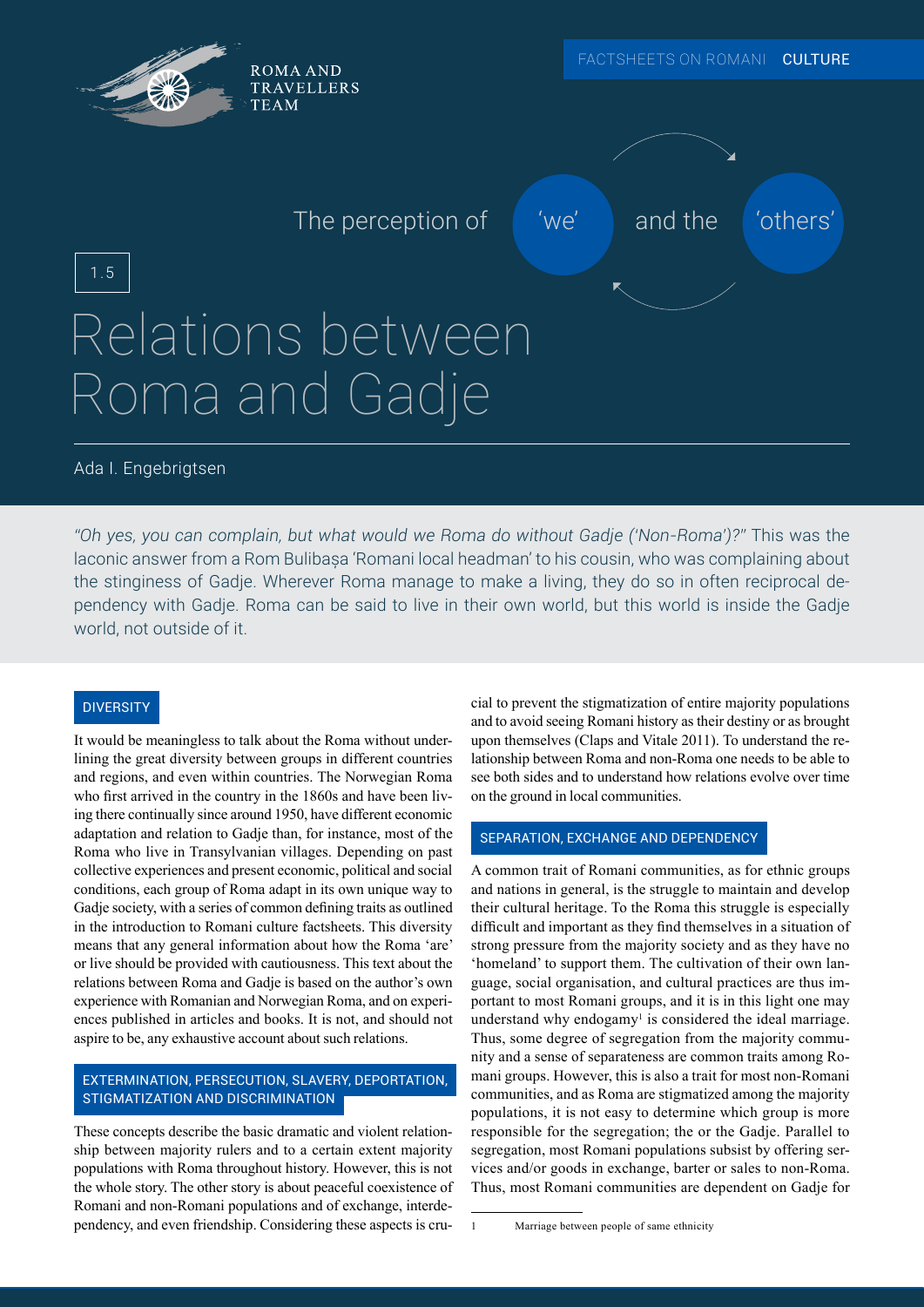ROMA AND TRAVELLERS TEAM

FACTSHEETS ON ROMANI CULTURE

The perception of 'we' and the 'others'

1.5

# Relations between Roma and Gadje

Ada I. Engebrigtsen

*"Oh yes, you can complain, but what would we Roma do without Gadje ('Non-Roma')?"* This was the laconic answer from a Rom Bulibașa 'Romani local headman' to his cousin, who was complaining about the stinginess of Gadje. Wherever Roma manage to make a living, they do so in often reciprocal dependency with Gadje. Roma can be said to live in their own world, but this world is inside the Gadje world, not outside of it.

## DIVERSITY

It would be meaningless to talk about the Roma without underlining the great diversity between groups in different countries and regions, and even within countries. The Norwegian Roma who first arrived in the country in the 1860s and have been living there continually since around 1950, have different economic adaptation and relation to Gadje than, for instance, most of the Roma who live in Transylvanian villages. Depending on past collective experiences and present economic, political and social conditions, each group of Roma adapt in its own unique way to Gadje society, with a series of common defining traits as outlined in the introduction to Romani culture factsheets. This diversity means that any general information about how the Roma 'are' or live should be provided with cautiousness. This text about the relations between Roma and Gadje is based on the author's own experience with Romanian and Norwegian Roma, and on experiences published in articles and books. It is not, and should not aspire to be, any exhaustive account about such relations.

## EXTERMINATION, PERSECUTION, SLAVERY, DEPORTATION, STIGMATIZATION AND DISCRIMINATION

These concepts describe the basic dramatic and violent relationship between majority rulers and to a certain extent majority populations with Roma throughout history. However, this is not the whole story. The other story is about peaceful coexistence of Romani and non-Romani populations and of exchange, interdependency, and even friendship. Considering these aspects is crucial to prevent the stigmatization of entire majority populations and to avoid seeing Romani history as their destiny or as brought upon themselves (Claps and Vitale 2011). To understand the relationship between Roma and non-Roma one needs to be able to see both sides and to understand how relations evolve over time on the ground in local communities.

## SEPARATION, EXCHANGE AND DEPENDENCY

A common trait of Romani communities, as for ethnic groups and nations in general, is the struggle to maintain and develop their cultural heritage. To the Roma this struggle is especially difficult and important as they find themselves in a situation of strong pressure from the majority society and as they have no 'homeland' to support them. The cultivation of their own language, social organisation, and cultural practices are thus important to most Romani groups, and it is in this light one may understand why endogamy[1] is considered the ideal marriage. Thus, some degree of segregation from the majority community and a sense of separateness are common traits among Romani groups. However, this is also a trait for most non-Romani communities, and as Roma are stigmatized among the majority populations, it is not easy to determine which group is more responsible for the segregation; the or the Gadje. Parallel to segregation, most Romani populations subsist by offering services and/or goods in exchange, barter or sales to non-Roma. Thus, most Romani communities are dependent on Gadje for

[1] Marriage between people of same ethnicity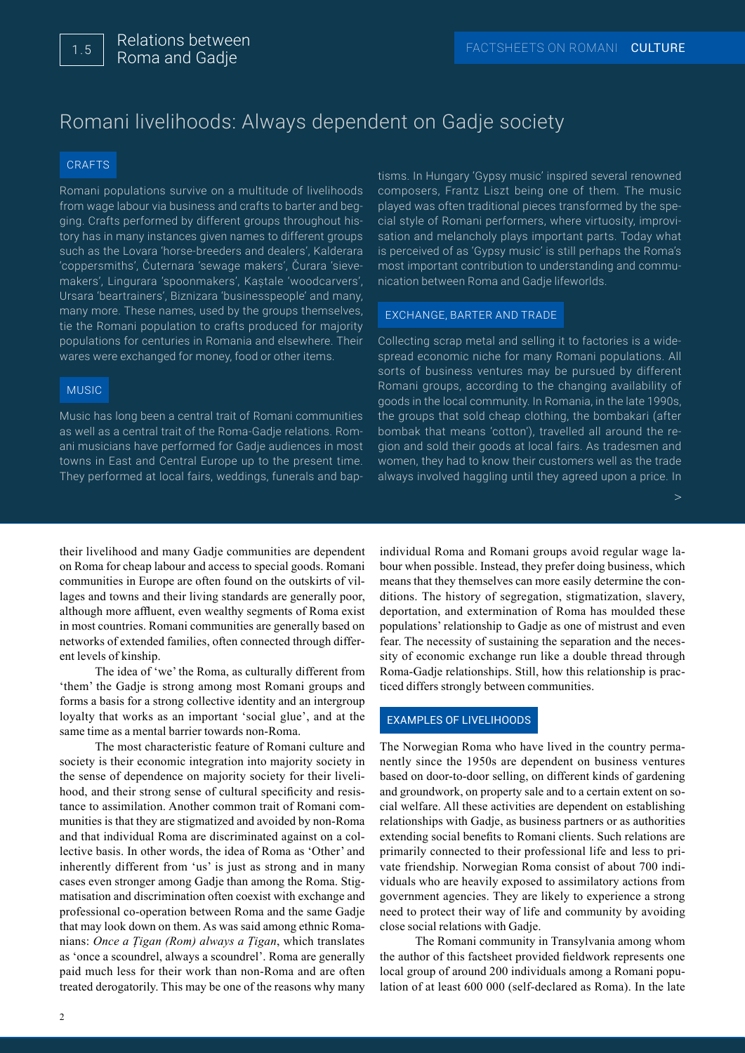# Romani livelihoods: Always dependent on Gadje society

## CRAFTS

Romani populations survive on a multitude of livelihoods from wage labour via business and crafts to barter and begging. Crafts performed by different groups throughout history has in many instances given names to different groups such as the Lovara 'horse-breeders and dealers', Kalderara 'coppersmiths', Čuternara 'sewage makers', Čurara 'sieve-makers', Lingurara 'spoonmakers', Kaștale 'woodcarvers', Ursara 'beartrainers', Biznizara 'businesspeople' and many, many more. These names, used by the groups themselves, tie the Romani population to crafts produced for majority populations for centuries in Romania and elsewhere. Their wares were exchanged for money, food or other items.

## MUSIC

Music has long been a central trait of Romani communities as well as a central trait of the Roma-Gadje relations. Romani musicians have performed for Gadje audiences in most towns in East and Central Europe up to the present time. They performed at local fairs, weddings, funerals and baptisms. In Hungary 'Gypsy music' inspired several renowned composers, Frantz Liszt being one of them. The music played was often traditional pieces transformed by the special style of Romani performers, where virtuosity, improvisation and melancholy plays important parts. Today what is perceived of as 'Gypsy music' is still perhaps the Roma's most important contribution to understanding and communication between Roma and Gadje lifeworlds.

## EXCHANGE, BARTER AND TRADE

Collecting scrap metal and selling it to factories is a widespread economic niche for many Romani populations. All sorts of business ventures may be pursued by different Romani groups, according to the changing availability of goods in the local community. In Romania, in the late 1990s, the groups that sold cheap clothing, the bombakari (after bombak that means 'cotton'), travelled all around the region and sold their goods at local fairs. As tradesmen and women, they had to know their customers well as the trade always involved haggling until they agreed upon a price. In their livelihood and many Gadje communities are dependent on Roma for cheap labour and access to special goods. Romani communities in Europe are often found on the outskirts of villages and towns and their living standards are generally poor, although more affluent, even wealthy segments of Roma exist in most countries. Romani communities are generally based on networks of extended families, often connected through different levels of kinship.

The idea of 'we' the Roma, as culturally different from 'them' the Gadje is strong among most Romani groups and forms a basis for a strong collective identity and an intergroup loyalty that works as an important 'social glue', and at the same time as a mental barrier towards non-Roma.

The most characteristic feature of Romani culture and society is their economic integration into majority society in the sense of dependence on majority society for their livelihood, and their strong sense of cultural specificity and resistance to assimilation. Another common trait of Romani communities is that they are stigmatized and avoided by non-Roma and that individual Roma are discriminated against on a collective basis. In other words, the idea of Roma as 'Other' and inherently different from 'us' is just as strong and in many cases even stronger among Gadje than among the Roma. Stigmatisation and discrimination often coexist with exchange and professional co-operation between Roma and the same Gadje that may look down on them. As was said among ethnic Romanians: *Once a Țigan (Rom) always a Țigan*, which translates as 'once a scoundrel, always a scoundrel'. Roma are generally paid much less for their work than non-Roma and are often treated derogatorily. This may be one of the reasons why many individual Roma and Romani groups avoid regular wage labour when possible. Instead, they prefer doing business, which means that they themselves can more easily determine the conditions. The history of segregation, stigmatization, slavery, deportation, and extermination of Roma has moulded these populations' relationship to Gadje as one of mistrust and even fear. The necessity of sustaining the separation and the necessity of economic exchange run like a double thread through Roma-Gadje relationships. Still, how this relationship is practiced differs strongly between communities.

## EXAMPLES OF LIVELIHOODS

The Norwegian Roma who have lived in the country permanently since the 1950s are dependent on business ventures based on door-to-door selling, on different kinds of gardening and groundwork, on property sale and to a certain extent on social welfare. All these activities are dependent on establishing relationships with Gadje, as business partners or as authorities extending social benefits to Romani clients. Such relations are primarily connected to their professional life and less to private friendship. Norwegian Roma consist of about 700 individuals who are heavily exposed to assimilatory actions from government agencies. They are likely to experience a strong need to protect their way of life and community by avoiding close social relations with Gadje.

The Romani community in Transylvania among whom the author of this factsheet provided fieldwork represents one local group of around 200 individuals among a Romani population of at least 600 000 (self-declared as Roma). In the late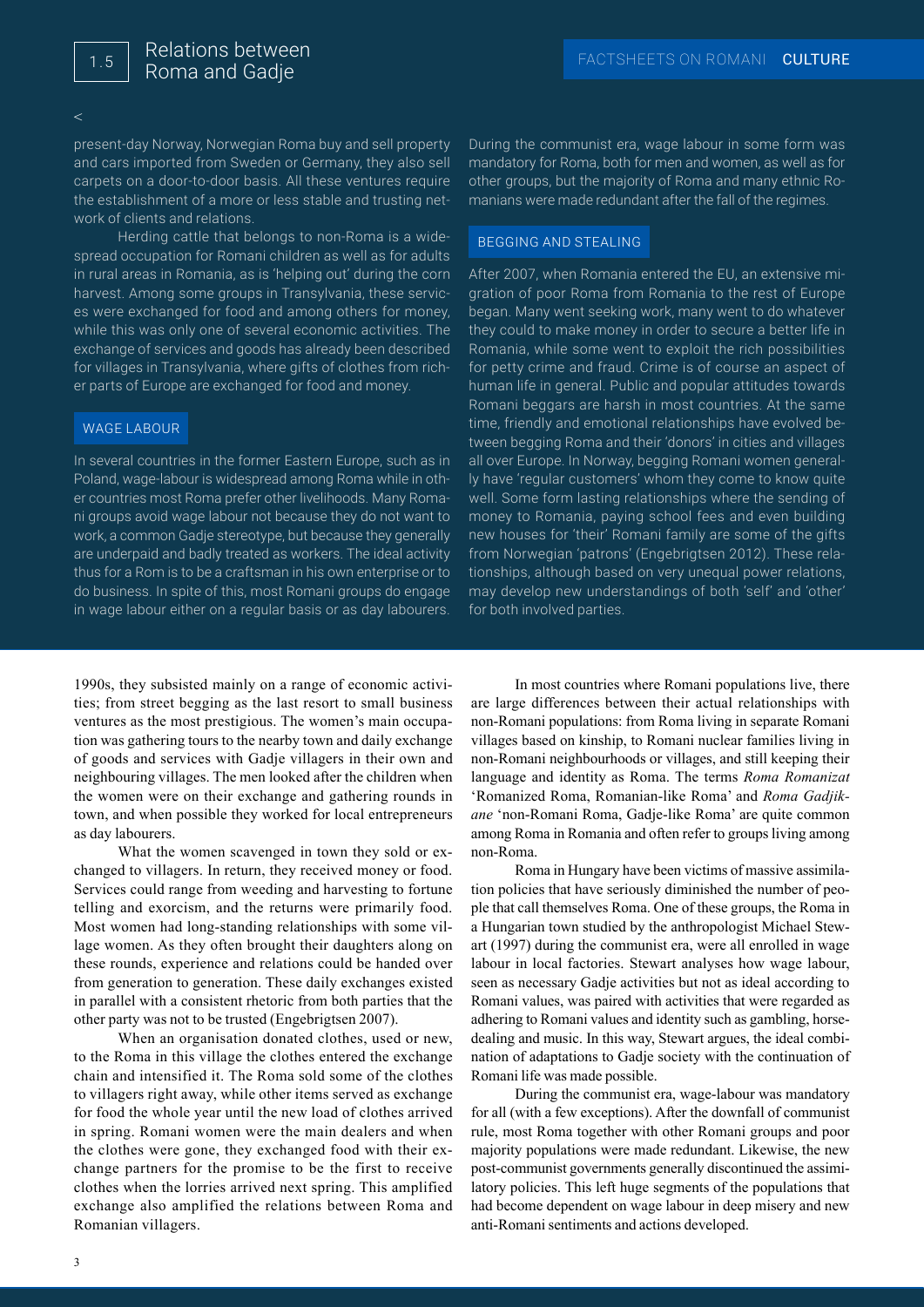present-day Norway, Norwegian Roma buy and sell property and cars imported from Sweden or Germany, they also sell carpets on a door-to-door basis. All these ventures require the establishment of a more or less stable and trusting network of clients and relations.

Herding cattle that belongs to non-Roma is a widespread occupation for Romani children as well as for adults in rural areas in Romania, as is 'helping out' during the corn harvest. Among some groups in Transylvania, these services were exchanged for food and among others for money, while this was only one of several economic activities. The exchange of services and goods has already been described for villages in Transylvania, where gifts of clothes from richer parts of Europe are exchanged for food and money.

### WAGE LABOUR

In several countries in the former Eastern Europe, such as in Poland, wage-labour is widespread among Roma while in other countries most Roma prefer other livelihoods. Many Romani groups avoid wage labour not because they do not want to work, a common Gadje stereotype, but because they generally are underpaid and badly treated as workers. The ideal activity thus for a Rom is to be a craftsman in his own enterprise or to do business. In spite of this, most Romani groups do engage in wage labour either on a regular basis or as day labourers.

During the communist era, wage labour in some form was mandatory for Roma, both for men and women, as well as for other groups, but the majority of Roma and many ethnic Romanians were made redundant after the fall of the regimes.

### BEGGING AND STEALING

After 2007, when Romania entered the EU, an extensive migration of poor Roma from Romania to the rest of Europe began. Many went seeking work, many went to do whatever they could to make money in order to secure a better life in Romania, while some went to exploit the rich possibilities for petty crime and fraud. Crime is of course an aspect of human life in general. Public and popular attitudes towards Romani beggars are harsh in most countries. At the same time, friendly and emotional relationships have evolved between begging Roma and their 'donors' in cities and villages all over Europe. In Norway, begging Romani women generally have 'regular customers' whom they come to know quite well. Some form lasting relationships where the sending of money to Romania, paying school fees and even building new houses for 'their' Romani family are some of the gifts from Norwegian 'patrons' (Engebrigtsen 2012). These relationships, although based on very unequal power relations, may develop new understandings of both 'self' and 'other' for both involved parties.

1990s, they subsisted mainly on a range of economic activities; from street begging as the last resort to small business ventures as the most prestigious. The women's main occupation was gathering tours to the nearby town and daily exchange of goods and services with Gadje villagers in their own and neighbouring villages. The men looked after the children when the women were on their exchange and gathering rounds in town, and when possible they worked for local entrepreneurs as day labourers.

What the women scavenged in town they sold or exchanged to villagers. In return, they received money or food. Services could range from weeding and harvesting to fortune telling and exorcism, and the returns were primarily food. Most women had long-standing relationships with some village women. As they often brought their daughters along on these rounds, experience and relations could be handed over from generation to generation. These daily exchanges existed in parallel with a consistent rhetoric from both parties that the other party was not to be trusted (Engebrigtsen 2007).

When an organisation donated clothes, used or new, to the Roma in this village the clothes entered the exchange chain and intensified it. The Roma sold some of the clothes to villagers right away, while other items served as exchange for food the whole year until the new load of clothes arrived in spring. Romani women were the main dealers and when the clothes were gone, they exchanged food with their exchange partners for the promise to be the first to receive clothes when the lorries arrived next spring. This amplified exchange also amplified the relations between Roma and Romanian villagers.

In most countries where Romani populations live, there are large differences between their actual relationships with non-Romani populations: from Roma living in separate Romani villages based on kinship, to Romani nuclear families living in non-Romani neighbourhoods or villages, and still keeping their language and identity as Roma. The terms *Roma Romanizat* 'Romanized Roma, Romanian-like Roma' and *Roma Gadjikane* 'non-Romani Roma, Gadje-like Roma' are quite common among Roma in Romania and often refer to groups living among non-Roma.

Roma in Hungary have been victims of massive assimilation policies that have seriously diminished the number of people that call themselves Roma. One of these groups, the Roma in a Hungarian town studied by the anthropologist Michael Stewart (1997) during the communist era, were all enrolled in wage labour in local factories. Stewart analyses how wage labour, seen as necessary Gadje activities but not as ideal according to Romani values, was paired with activities that were regarded as adhering to Romani values and identity such as gambling, horse-dealing and music. In this way, Stewart argues, the ideal combination of adaptations to Gadje society with the continuation of Romani life was made possible.

During the communist era, wage-labour was mandatory for all (with a few exceptions). After the downfall of communist rule, most Roma together with other Romani groups and poor majority populations were made redundant. Likewise, the new post-communist governments generally discontinued the assimilatory policies. This left huge segments of the populations that had become dependent on wage labour in deep misery and new anti-Romani sentiments and actions developed.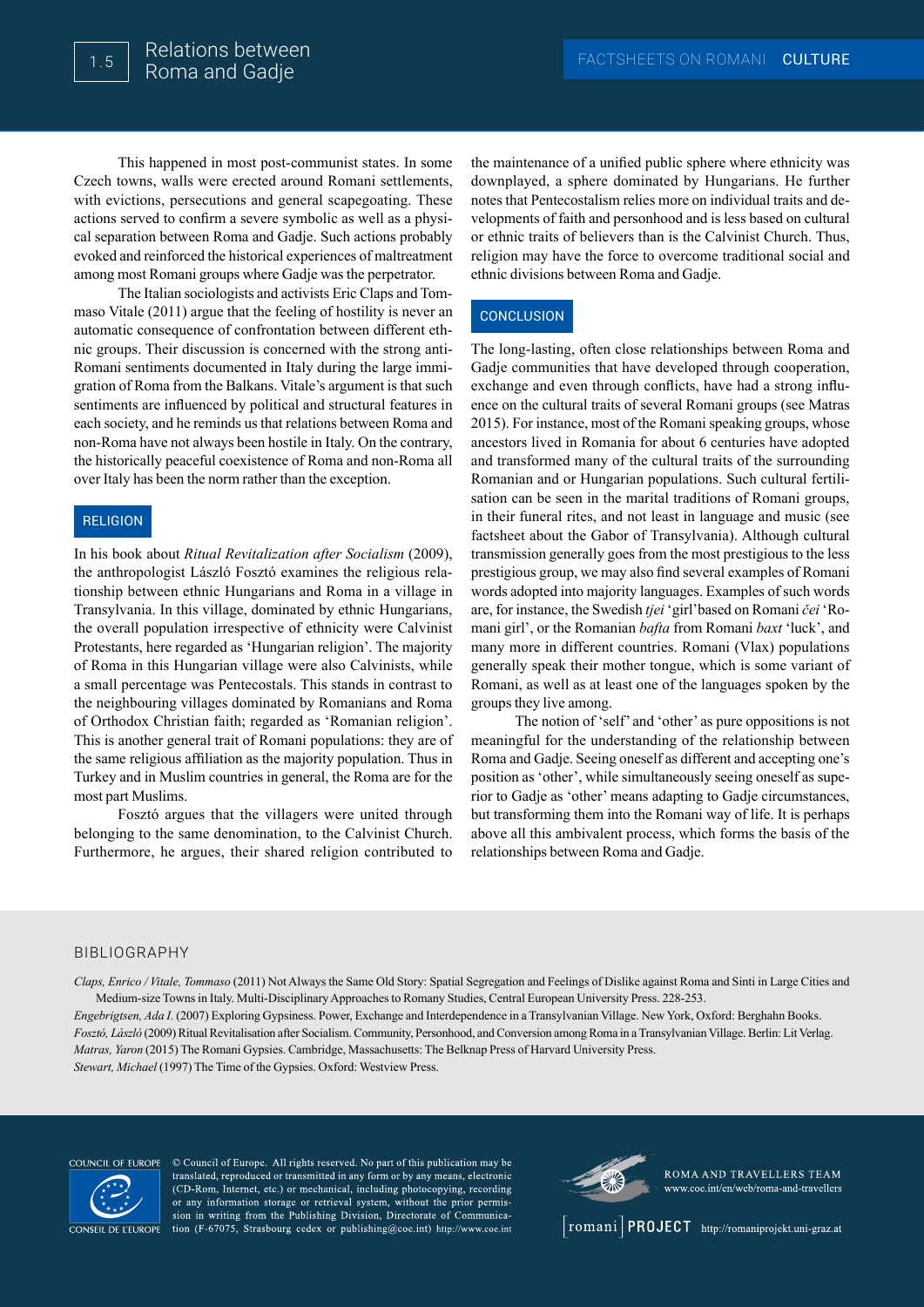This happened in most post-communist states. In some Czech towns, walls were erected around Romani settlements, with evictions, persecutions and general scapegoating. These actions served to confirm a severe symbolic as well as a physical separation between Roma and Gadje. Such actions probably evoked and reinforced the historical experiences of maltreatment among most Romani groups where Gadje was the perpetrator.

The Italian sociologists and activists Eric Claps and Tommaso Vitale (2011) argue that the feeling of hostility is never an automatic consequence of confrontation between different ethnic groups. Their discussion is concerned with the strong anti-Romani sentiments documented in Italy during the large immigration of Roma from the Balkans. Vitale's argument is that such sentiments are influenced by political and structural features in each society, and he reminds us that relations between Roma and non-Roma have not always been hostile in Italy. On the contrary, the historically peaceful coexistence of Roma and non-Roma all over Italy has been the norm rather than the exception.

## RELIGION

In his book about *Ritual Revitalization after Socialism* (2009), the anthropologist László Fosztó examines the religious relationship between ethnic Hungarians and Roma in a village in Transylvania. In this village, dominated by ethnic Hungarians, the overall population irrespective of ethnicity were Calvinist Protestants, here regarded as 'Hungarian religion'. The majority of Roma in this Hungarian village were also Calvinists, while a small percentage was Pentecostals. This stands in contrast to the neighbouring villages dominated by Romanians and Roma of Orthodox Christian faith; regarded as 'Romanian religion'. This is another general trait of Romani populations: they are of the same religious affiliation as the majority population. Thus in Turkey and in Muslim countries in general, the Roma are for the most part Muslims.

Fosztó argues that the villagers were united through belonging to the same denomination, to the Calvinist Church. Furthermore, he argues, their shared religion contributed to the maintenance of a unified public sphere where ethnicity was downplayed, a sphere dominated by Hungarians. He further notes that Pentecostalism relies more on individual traits and developments of faith and personhood and is less based on cultural or ethnic traits of believers than is the Calvinist Church. Thus, religion may have the force to overcome traditional social and ethnic divisions between Roma and Gadje.

## CONCLUSION

The long-lasting, often close relationships between Roma and Gadje communities that have developed through cooperation, exchange and even through conflicts, have had a strong influence on the cultural traits of several Romani groups (see Matras 2015). For instance, most of the Romani speaking groups, whose ancestors lived in Romania for about 6 centuries have adopted and transformed many of the cultural traits of the surrounding Romanian and or Hungarian populations. Such cultural fertilisation can be seen in the marital traditions of Romani groups, in their funeral rites, and not least in language and music (see factsheet about the Gabor of Transylvania). Although cultural transmission generally goes from the most prestigious to the less prestigious group, we may also find several examples of Romani words adopted into majority languages. Examples of such words are, for instance, the Swedish *tjei* 'girl'based on Romani *čei* 'Romani girl', or the Romanian *bafta* from Romani *baxt* 'luck', and many more in different countries. Romani (Vlax) populations generally speak their mother tongue, which is some variant of Romani, as well as at least one of the languages spoken by the groups they live among.

The notion of 'self' and 'other' as pure oppositions is not meaningful for the understanding of the relationship between Roma and Gadje. Seeing oneself as different and accepting one's position as 'other', while simultaneously seeing oneself as superior to Gadje as 'other' means adapting to Gadje circumstances, but transforming them into the Romani way of life. It is perhaps above all this ambivalent process, which forms the basis of the relationships between Roma and Gadje.

## BIBLIOGRAPHY

*Claps, Enrico / Vitale, Tommaso* (2011) Not Always the Same Old Story: Spatial Segregation and Feelings of Dislike against Roma and Sinti in Large Cities and Medium-size Towns in Italy. Multi-Disciplinary Approaches to Romany Studies, Central European University Press. 228-253.

*Engebrigtsen, Ada I.* (2007) Exploring Gypsiness. Power, Exchange and Interdependence in a Transylvanian Village. New York, Oxford: Berghahn Books.

*Fosztó, László* (2009) Ritual Revitalisation after Socialism. Community, Personhood, and Conversion among Roma in a Transylvanian Village. Berlin: Lit Verlag.

*Matras, Yaron* (2015) The Romani Gypsies. Cambridge, Massachusetts: The Belknap Press of Harvard University Press.

*Stewart, Michael* (1997) The Time of the Gypsies. Oxford: Westview Press.

© Council of Europe. All rights reserved. No part of this publication may be translated, reproduced or transmitted in any form or by any means, electronic (CD-Rom, Internet, etc.) or mechanical, including photocopying, recording or any information storage or retrieval system, without the prior permission in writing from the Publishing Division, Directorate of Communication (F-67075, Strasbourg cedex or publishing@coe.int) http://www.coe.int

ROMA AND TRAVELLERS TEAM www.coe.int/en/web/roma-and-travellers

romani PROJECT http://romaniprojekt.uni-graz.at